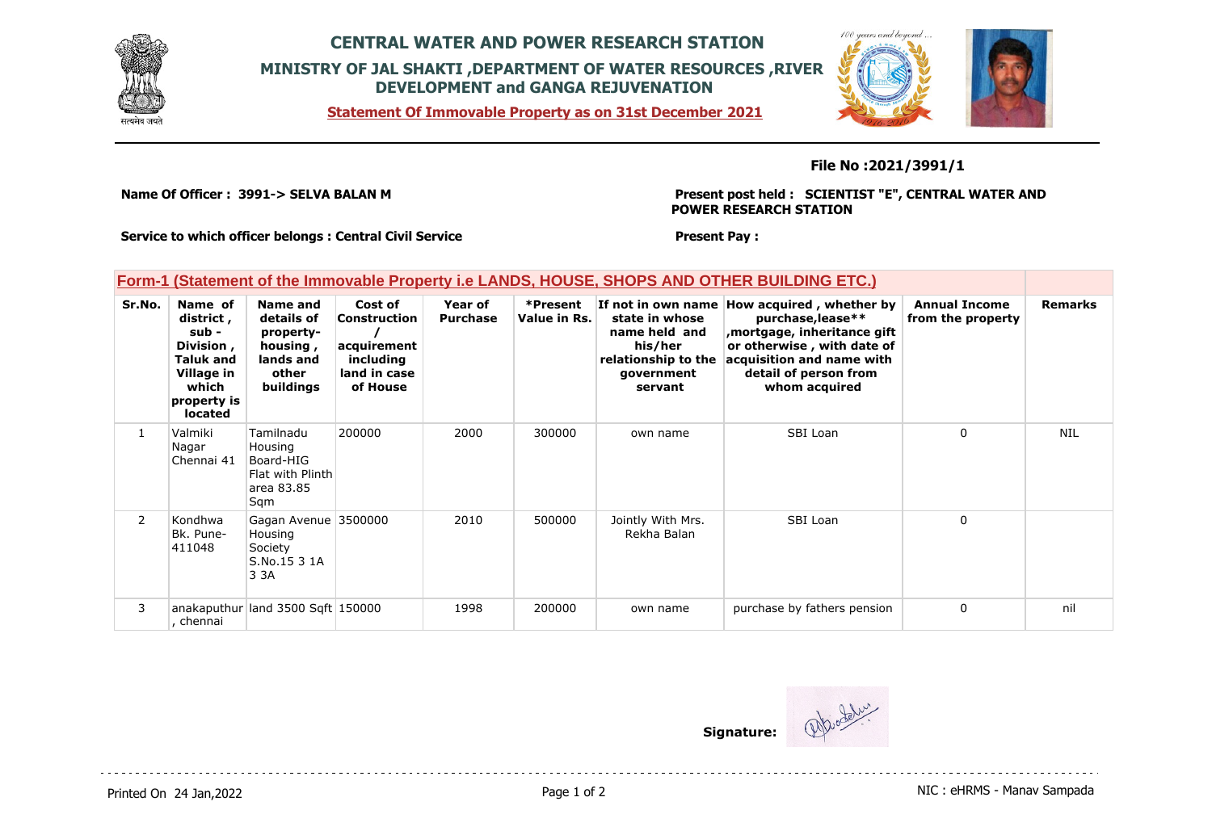# CENTRAL WATER AND POWER RESEARCH STATION

## MINISTRY OF JAL SHAKTI ,DEPARTMENT OF WATER RESOURCES ,RIVER DEVELOPMENT and GANGA REJUVENATION

**Statement Of Immovable Property as on 31st December 2021**

**File No :2021/3991/1**

**Name Of Officer : 3991-> SELVA BALAN M**

**Present post held : SCIENTIST "E", CENTRAL WATER AND POWER RESEARCH STATION**

**Service to which officer belongs : Central Civil Service**

**Present Pay :**

### Form-1 (Statement of the Immovable Property i.e LANDS, HOUSE, SHOPS AND OTHER BUILDING ETC.)

| Sr.No. | Name of district , sub - Division , Taluk and Village in which property is located | Name and details of property- housing , lands and other buildings | Cost of Construction / acquirement including land in case of House | Year of Purchase | *Present Value in Rs. | If not in own name state in whose name held and his/her relationship to the government servant | How acquired , whether by purchase,lease** ,mortgage, inheritance gift or otherwise , with date of acquisition and name with detail of person from whom acquired | Annual Income from the property | Remarks |
|---|---|---|---|---|---|---|---|---|---|
| 1 | Valmiki Nagar Chennai 41 | Tamilnadu Housing Board-HIG Flat with Plinth area 83.85 Sqm | 200000 | 2000 | 300000 | own name | SBI Loan | 0 | NIL |
| 2 | Kondhwa Bk. Pune-411048 | Gagan Avenue Housing Society S.No.15 3 1A 3 3A | 3500000 | 2010 | 500000 | Jointly With Mrs. Rekha Balan | SBI Loan | 0 | |
| 3 | anakaputhur , chennai | land 3500 Sqft | 150000 | 1998 | 200000 | own name | purchase by fathers pension | 0 | nil |

**Signature:**

Printed On 24 Jan,2022

NIC : eHRMS - Manav Sampada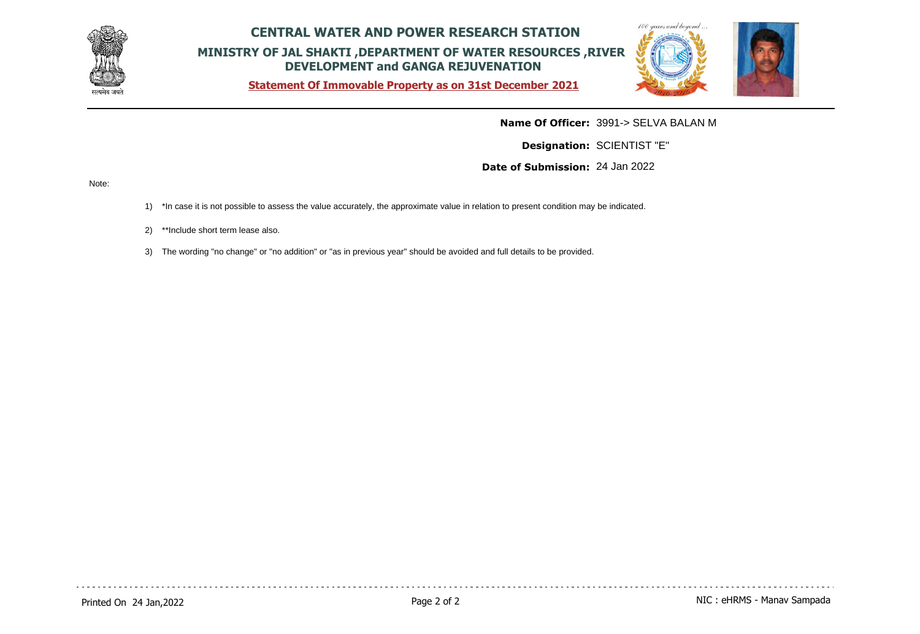# CENTRAL WATER AND POWER RESEARCH STATION

## MINISTRY OF JAL SHAKTI ,DEPARTMENT OF WATER RESOURCES ,RIVER DEVELOPMENT and GANGA REJUVENATION

**Statement Of Immovable Property as on 31st December 2021**

**Name Of Officer:** 3991-> SELVA BALAN M

**Designation:** SCIENTIST "E"

**Date of Submission:** 24 Jan 2022

Note:

1) *In case it is not possible to assess the value accurately, the approximate value in relation to present condition may be indicated.

2) **Include short term lease also.

3) The wording "no change" or "no addition" or "as in previous year" should be avoided and full details to be provided.